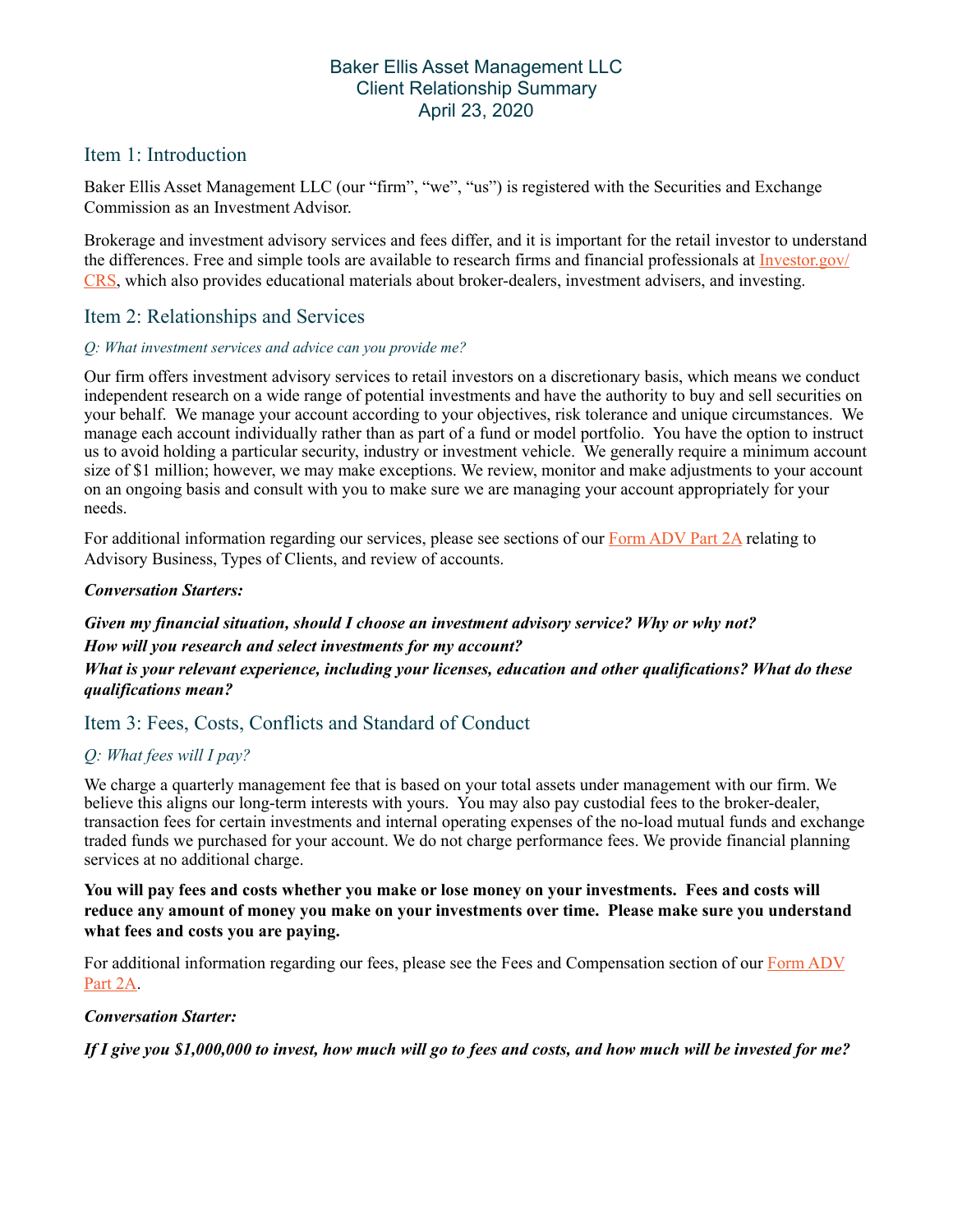# Baker Ellis Asset Management LLC
# Client Relationship Summary
# April 23, 2020

## Item 1: Introduction

Baker Ellis Asset Management LLC (our "firm", "we", "us") is registered with the Securities and Exchange Commission as an Investment Advisor.

Brokerage and investment advisory services and fees differ, and it is important for the retail investor to understand the differences. Free and simple tools are available to research firms and financial professionals at Investor.gov/CRS, which also provides educational materials about broker-dealers, investment advisers, and investing.

## Item 2: Relationships and Services

*Q: What investment services and advice can you provide me?*

Our firm offers investment advisory services to retail investors on a discretionary basis, which means we conduct independent research on a wide range of potential investments and have the authority to buy and sell securities on your behalf. We manage your account according to your objectives, risk tolerance and unique circumstances. We manage each account individually rather than as part of a fund or model portfolio. You have the option to instruct us to avoid holding a particular security, industry or investment vehicle. We generally require a minimum account size of $1 million; however, we may make exceptions. We review, monitor and make adjustments to your account on an ongoing basis and consult with you to make sure we are managing your account appropriately for your needs.

For additional information regarding our services, please see sections of our Form ADV Part 2A relating to Advisory Business, Types of Clients, and review of accounts.

***Conversation Starters:***

***Given my financial situation, should I choose an investment advisory service? Why or why not?***

***How will you research and select investments for my account?***

***What is your relevant experience, including your licenses, education and other qualifications? What do these qualifications mean?***

## Item 3: Fees, Costs, Conflicts and Standard of Conduct

*Q: What fees will I pay?*

We charge a quarterly management fee that is based on your total assets under management with our firm. We believe this aligns our long-term interests with yours. You may also pay custodial fees to the broker-dealer, transaction fees for certain investments and internal operating expenses of the no-load mutual funds and exchange traded funds we purchased for your account. We do not charge performance fees. We provide financial planning services at no additional charge.

**You will pay fees and costs whether you make or lose money on your investments. Fees and costs will reduce any amount of money you make on your investments over time. Please make sure you understand what fees and costs you are paying.**

For additional information regarding our fees, please see the Fees and Compensation section of our Form ADV Part 2A.

***Conversation Starter:***

***If I give you $1,000,000 to invest, how much will go to fees and costs, and how much will be invested for me?***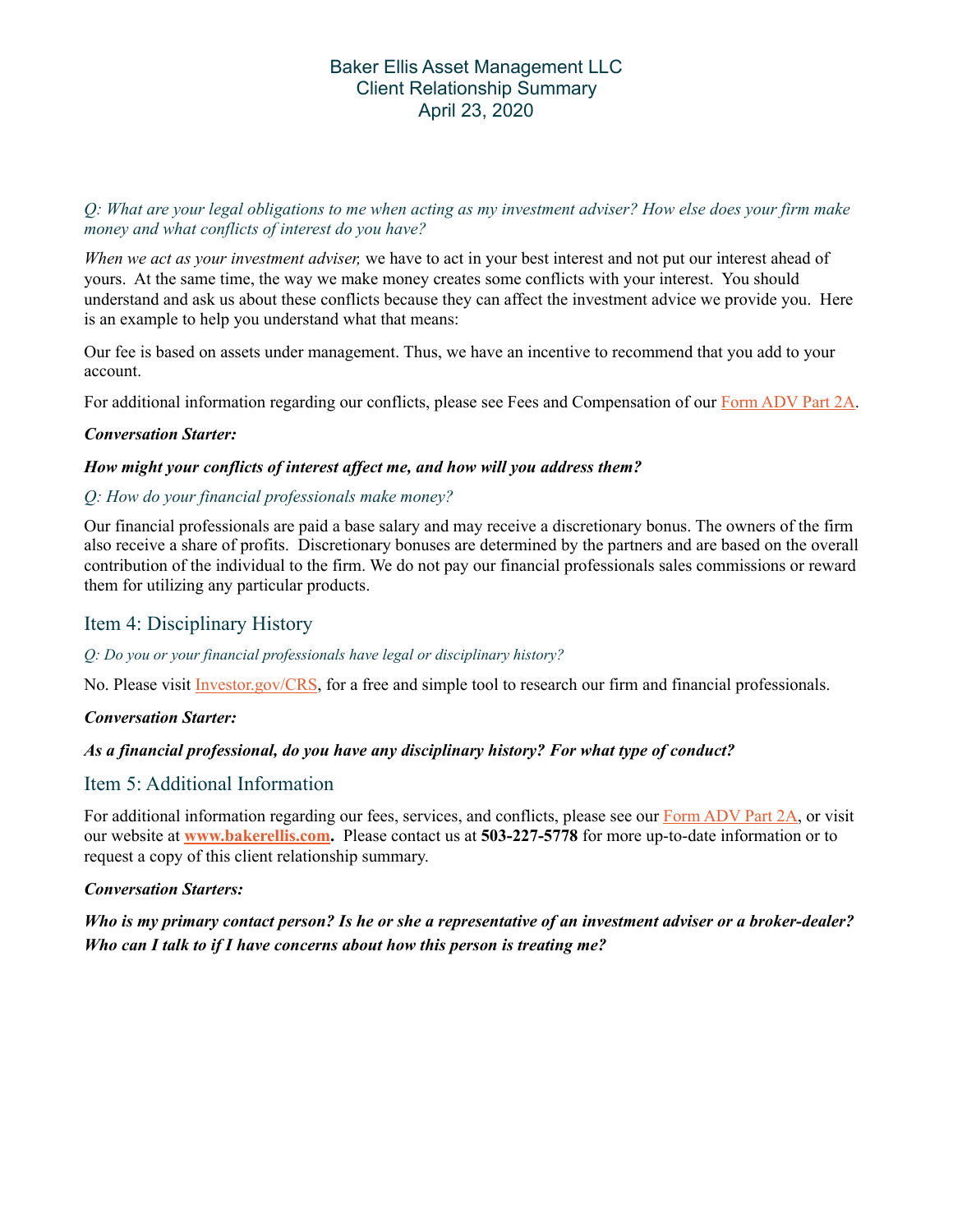Baker Ellis Asset Management LLC
Client Relationship Summary
April 23, 2020

*Q: What are your legal obligations to me when acting as my investment adviser? How else does your firm make money and what conflicts of interest do you have?*

*When we act as your investment adviser,* we have to act in your best interest and not put our interest ahead of yours. At the same time, the way we make money creates some conflicts with your interest. You should understand and ask us about these conflicts because they can affect the investment advice we provide you. Here is an example to help you understand what that means:

Our fee is based on assets under management. Thus, we have an incentive to recommend that you add to your account.

For additional information regarding our conflicts, please see Fees and Compensation of our Form ADV Part 2A.

***Conversation Starter:***

***How might your conflicts of interest affect me, and how will you address them?***

*Q: How do your financial professionals make money?*

Our financial professionals are paid a base salary and may receive a discretionary bonus. The owners of the firm also receive a share of profits. Discretionary bonuses are determined by the partners and are based on the overall contribution of the individual to the firm. We do not pay our financial professionals sales commissions or reward them for utilizing any particular products.

## Item 4: Disciplinary History

*Q: Do you or your financial professionals have legal or disciplinary history?*

No. Please visit Investor.gov/CRS, for a free and simple tool to research our firm and financial professionals.

***Conversation Starter:***

***As a financial professional, do you have any disciplinary history? For what type of conduct?***

## Item 5: Additional Information

For additional information regarding our fees, services, and conflicts, please see our Form ADV Part 2A, or visit our website at **www.bakerellis.com.** Please contact us at **503-227-5778** for more up-to-date information or to request a copy of this client relationship summary.

***Conversation Starters:***

***Who is my primary contact person? Is he or she a representative of an investment adviser or a broker-dealer? Who can I talk to if I have concerns about how this person is treating me?***